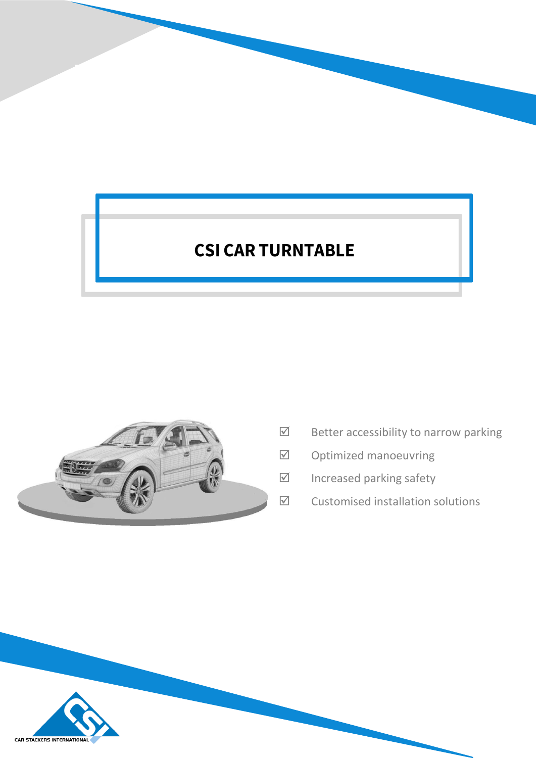# CSI CAR TURNTABLE

- ☑ Better accessibility to narrow parking
- ☑ Optimized manoeuvring
- ☑ Increased parking safety
- ☑ Customised installation solutions

CAR STACKERS INTERNATIONAL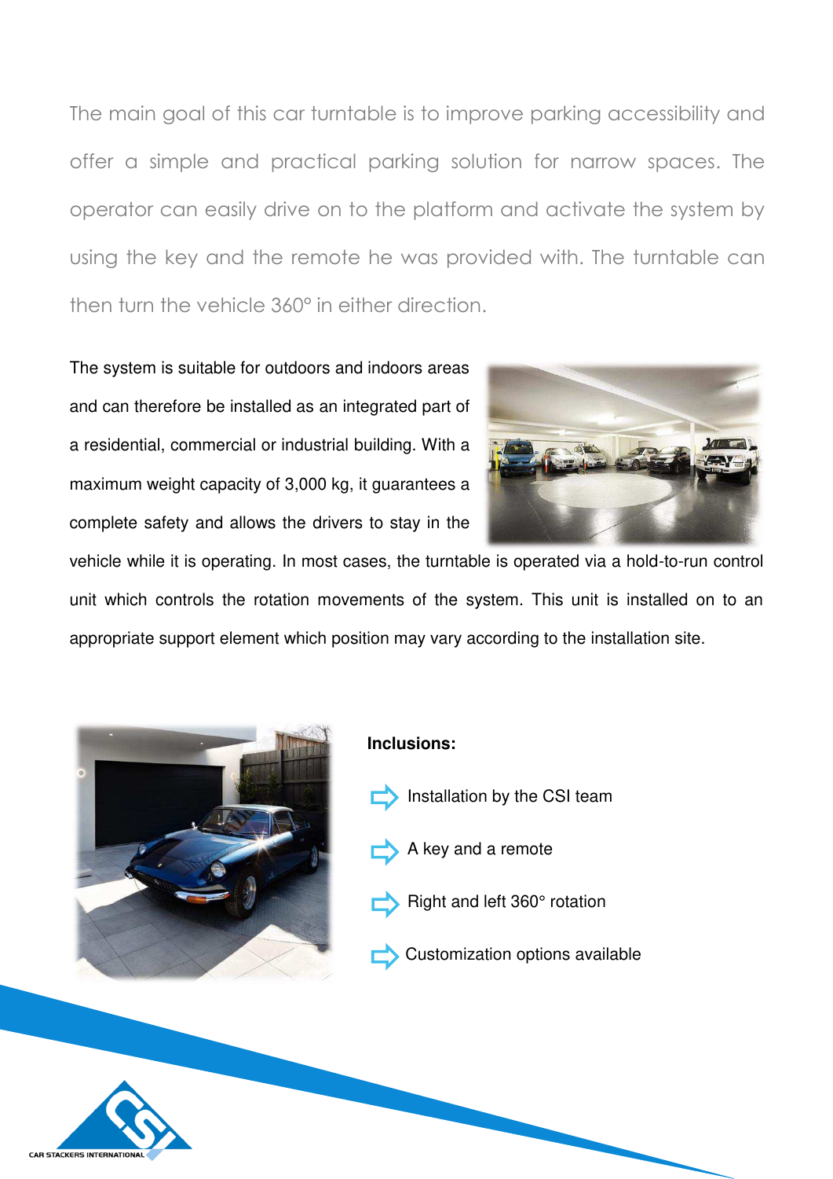The main goal of this car turntable is to improve parking accessibility and offer a simple and practical parking solution for narrow spaces. The operator can easily drive on to the platform and activate the system by using the key and the remote he was provided with. The turntable can then turn the vehicle 360° in either direction.

The system is suitable for outdoors and indoors areas and can therefore be installed as an integrated part of a residential, commercial or industrial building. With a maximum weight capacity of 3,000 kg, it guarantees a complete safety and allows the drivers to stay in the vehicle while it is operating. In most cases, the turntable is operated via a hold-to-run control unit which controls the rotation movements of the system. This unit is installed on to an appropriate support element which position may vary according to the installation site.

**Inclusions:**

- Installation by the CSI team
- A key and a remote
- Right and left 360° rotation
- Customization options available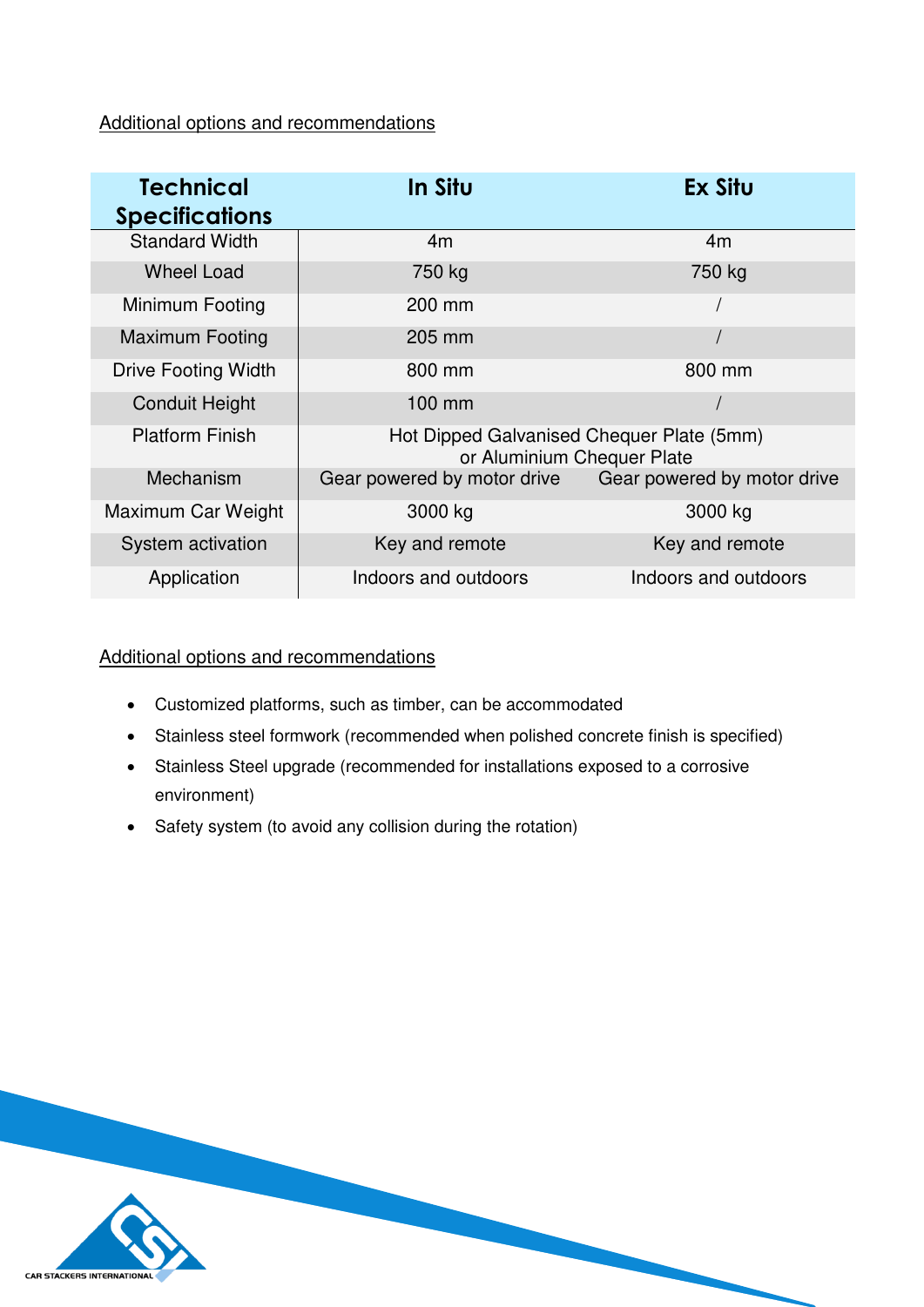Additional options and recommendations

| Technical Specifications | In Situ | Ex Situ |
|---|---|---|
| Standard Width | 4m | 4m |
| Wheel Load | 750 kg | 750 kg |
| Minimum Footing | 200 mm | / |
| Maximum Footing | 205 mm | / |
| Drive Footing Width | 800 mm | 800 mm |
| Conduit Height | 100 mm | / |
| Platform Finish | Hot Dipped Galvanised Chequer Plate (5mm) or Aluminium Chequer Plate | |
| Mechanism | Gear powered by motor drive | Gear powered by motor drive |
| Maximum Car Weight | 3000 kg | 3000 kg |
| System activation | Key and remote | Key and remote |
| Application | Indoors and outdoors | Indoors and outdoors |

Additional options and recommendations

- Customized platforms, such as timber, can be accommodated
- Stainless steel formwork (recommended when polished concrete finish is specified)
- Stainless Steel upgrade (recommended for installations exposed to a corrosive environment)
- Safety system (to avoid any collision during the rotation)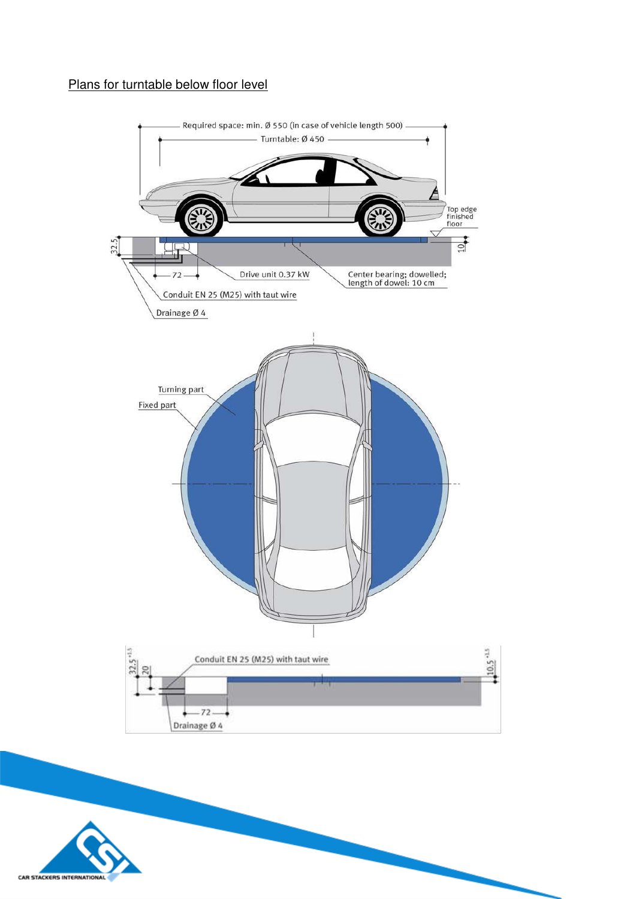Plans for turntable below floor level

Required space: min. Ø 550 (in case of vehicle length 500)

Turntable: Ø 450

Top edge finished floor

32.5

10

72

Drive unit 0.37 kW

Center bearing; dowelled; length of dowel: 10 cm

Conduit EN 25 (M25) with taut wire

Drainage Ø 4

Turning part

Fixed part

Conduit EN 25 (M25) with taut wire

$32.5^{+1.5}$

20

$10.5^{+1.5}$

72

Drainage Ø 4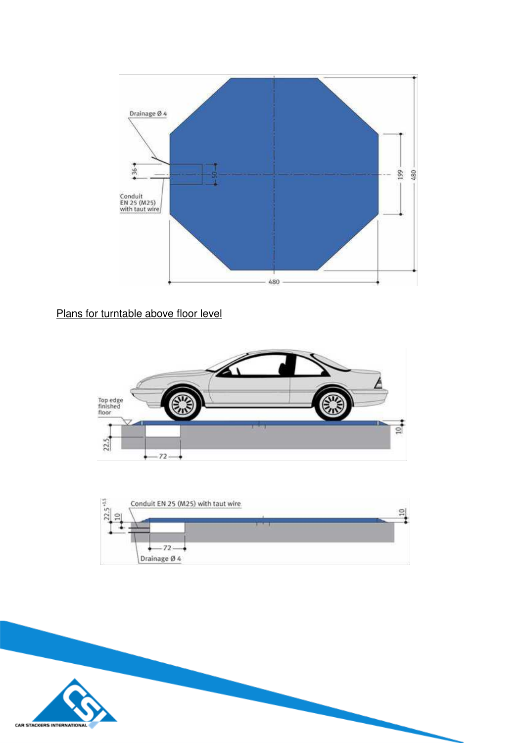Drainage Ø 4

36

50

Conduit
EN 25 (M25)
with taut wire

199

480

480

Plans for turntable above floor level

Top edge
finished
floor

22.5

72

10

Conduit EN 25 (M25) with taut wire

22.5 +1.5

10

72

Drainage Ø 4

10

CAR STACKERS INTERNATIONAL